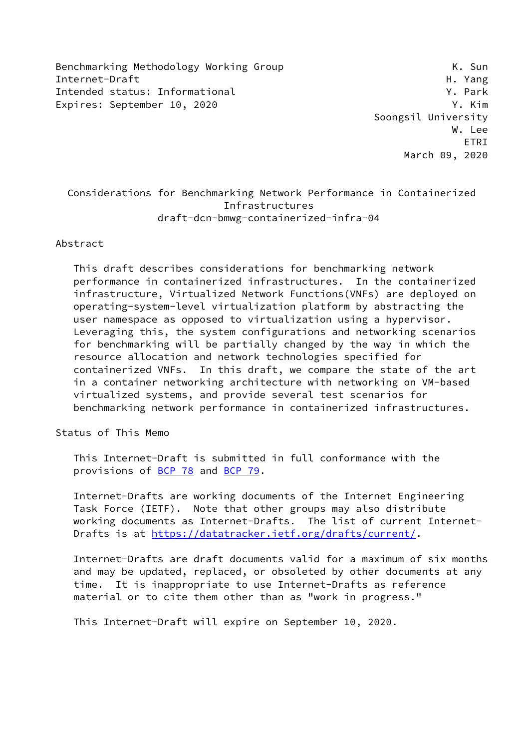Benchmarking Methodology Working Group — K. Sun
Internet-Draft — H. Yang
Intended status: Informational — Y. Park
Expires: September 10, 2020 — Y. Kim
Soongsil University
W. Lee
ETRI
March 09, 2020

# Considerations for Benchmarking Network Performance in Containerized Infrastructures
draft-dcn-bmwg-containerized-infra-04

## Abstract

This draft describes considerations for benchmarking network performance in containerized infrastructures. In the containerized infrastructure, Virtualized Network Functions(VNFs) are deployed on operating-system-level virtualization platform by abstracting the user namespace as opposed to virtualization using a hypervisor. Leveraging this, the system configurations and networking scenarios for benchmarking will be partially changed by the way in which the resource allocation and network technologies specified for containerized VNFs. In this draft, we compare the state of the art in a container networking architecture with networking on VM-based virtualized systems, and provide several test scenarios for benchmarking network performance in containerized infrastructures.

## Status of This Memo

This Internet-Draft is submitted in full conformance with the provisions of BCP 78 and BCP 79.

Internet-Drafts are working documents of the Internet Engineering Task Force (IETF). Note that other groups may also distribute working documents as Internet-Drafts. The list of current Internet-Drafts is at https://datatracker.ietf.org/drafts/current/.

Internet-Drafts are draft documents valid for a maximum of six months and may be updated, replaced, or obsoleted by other documents at any time. It is inappropriate to use Internet-Drafts as reference material or to cite them other than as "work in progress."

This Internet-Draft will expire on September 10, 2020.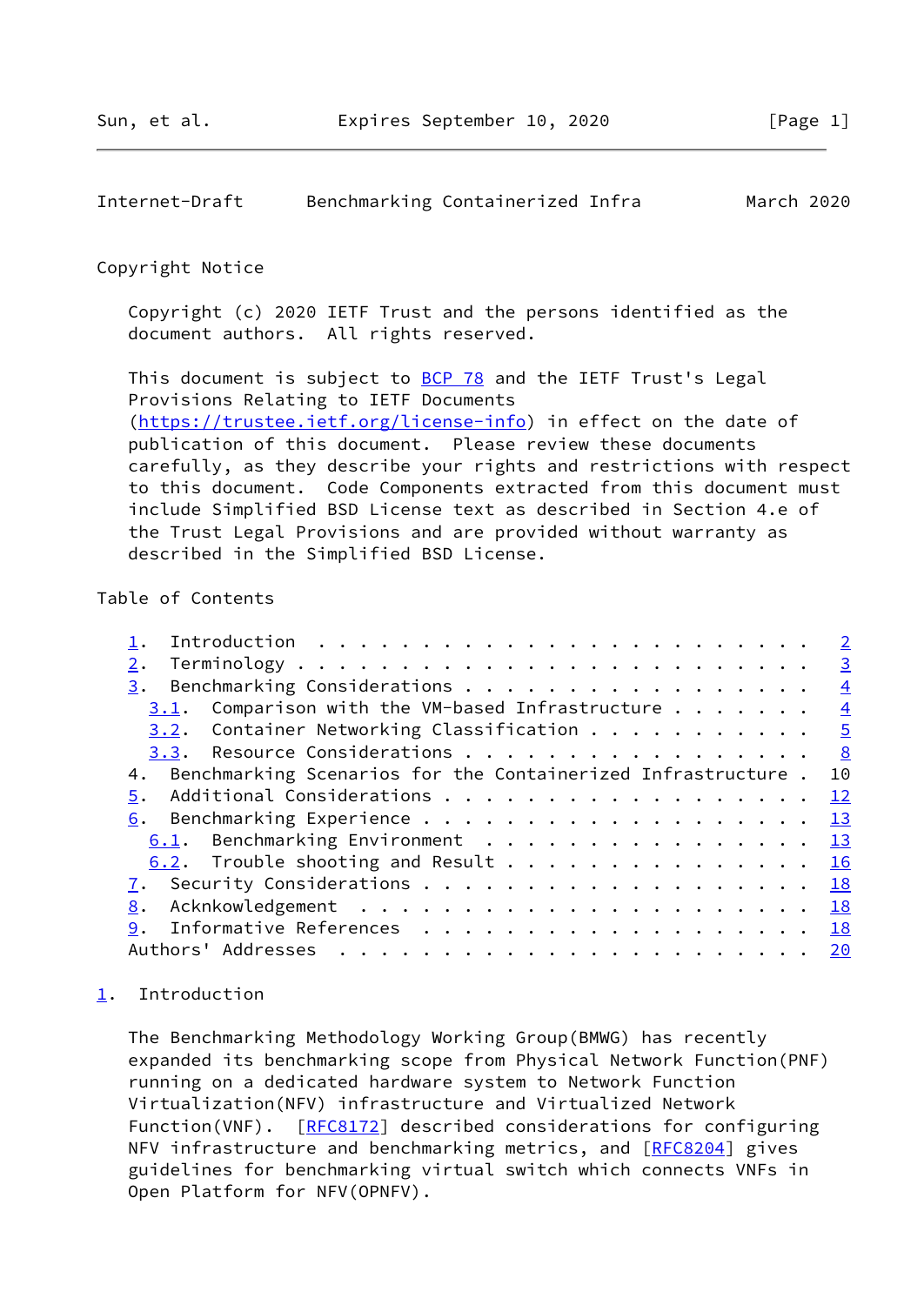Copyright Notice

Copyright (c) 2020 IETF Trust and the persons identified as the document authors. All rights reserved.

This document is subject to BCP 78 and the IETF Trust's Legal Provisions Relating to IETF Documents (https://trustee.ietf.org/license-info) in effect on the date of publication of this document. Please review these documents carefully, as they describe your rights and restrictions with respect to this document. Code Components extracted from this document must include Simplified BSD License text as described in Section 4.e of the Trust Legal Provisions and are provided without warranty as described in the Simplified BSD License.

Table of Contents

```
   1.  Introduction . . . . . . . . . . . . . . . . . . . . . . . .   2
   2.  Terminology  . . . . . . . . . . . . . . . . . . . . . . . .   3
   3.  Benchmarking Considerations  . . . . . . . . . . . . . . . .   4
     3.1.  Comparison with the VM-based Infrastructure  . . . . . .   4
     3.2.  Container Networking Classification  . . . . . . . . . .   5
     3.3.  Resource Considerations  . . . . . . . . . . . . . . . .   8
   4.  Benchmarking Scenarios for the Containerized Infrastructure .  10
   5.  Additional Considerations  . . . . . . . . . . . . . . . . .  12
   6.  Benchmarking Experience  . . . . . . . . . . . . . . . . . .  13
     6.1.  Benchmarking Environment  . . . . . . . . . . . . . . . .  13
     6.2.  Trouble shooting and Result  . . . . . . . . . . . . . .  16
   7.  Security Considerations  . . . . . . . . . . . . . . . . . .  18
   8.  Acknkowledgement  . . . . . . . . . . . . . . . . . . . . . .  18
   9.  Informative References  . . . . . . . . . . . . . . . . . . .  18
   Authors' Addresses  . . . . . . . . . . . . . . . . . . . . . . .  20
```

## 1. Introduction

The Benchmarking Methodology Working Group(BMWG) has recently expanded its benchmarking scope from Physical Network Function(PNF) running on a dedicated hardware system to Network Function Virtualization(NFV) infrastructure and Virtualized Network Function(VNF). [RFC8172] described considerations for configuring NFV infrastructure and benchmarking metrics, and [RFC8204] gives guidelines for benchmarking virtual switch which connects VNFs in Open Platform for NFV(OPNFV).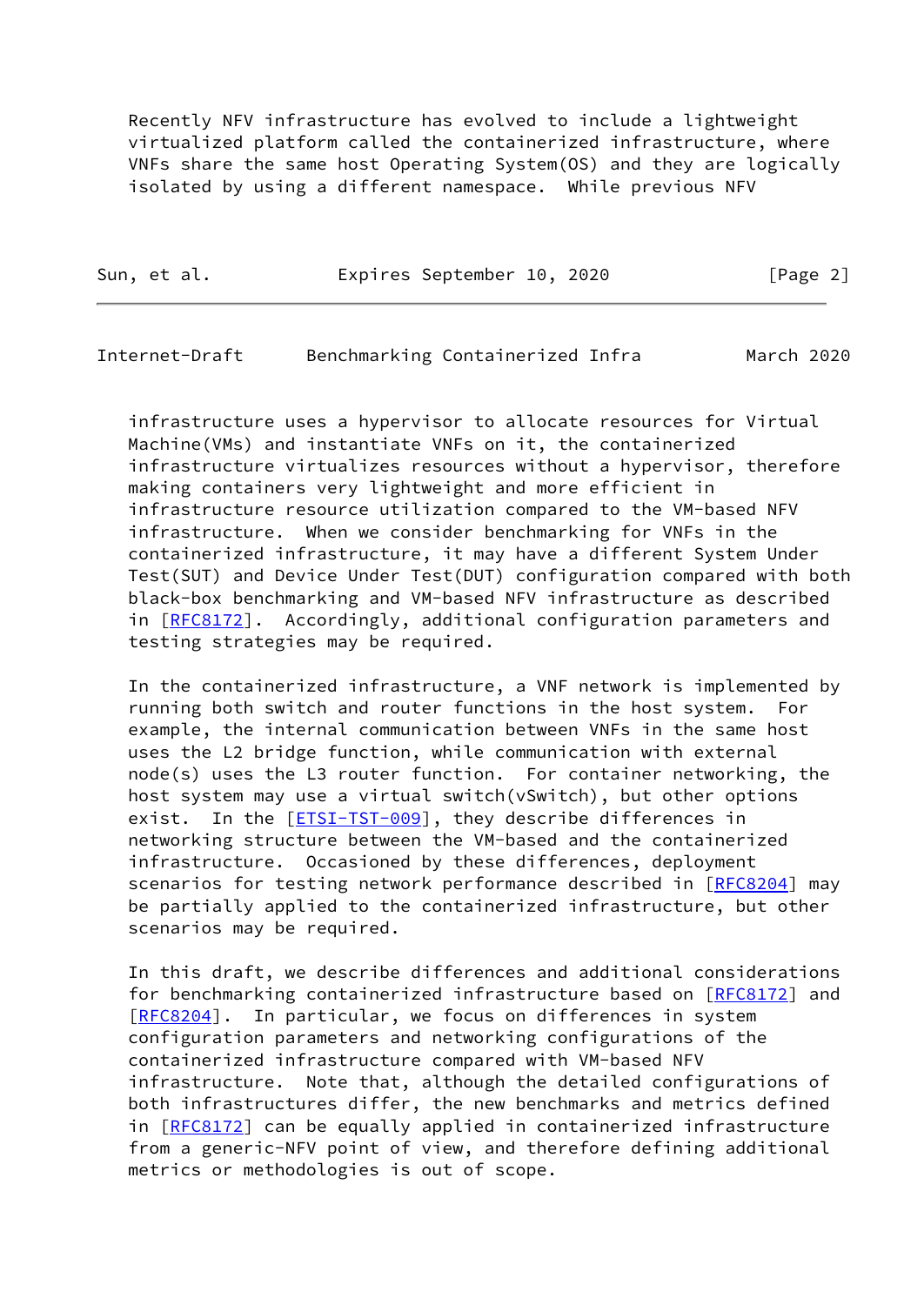Recently NFV infrastructure has evolved to include a lightweight virtualized platform called the containerized infrastructure, where VNFs share the same host Operating System(OS) and they are logically isolated by using a different namespace. While previous NFV infrastructure uses a hypervisor to allocate resources for Virtual Machine(VMs) and instantiate VNFs on it, the containerized infrastructure virtualizes resources without a hypervisor, therefore making containers very lightweight and more efficient in infrastructure resource utilization compared to the VM-based NFV infrastructure. When we consider benchmarking for VNFs in the containerized infrastructure, it may have a different System Under Test(SUT) and Device Under Test(DUT) configuration compared with both black-box benchmarking and VM-based NFV infrastructure as described in [RFC8172]. Accordingly, additional configuration parameters and testing strategies may be required.

In the containerized infrastructure, a VNF network is implemented by running both switch and router functions in the host system. For example, the internal communication between VNFs in the same host uses the L2 bridge function, while communication with external node(s) uses the L3 router function. For container networking, the host system may use a virtual switch(vSwitch), but other options exist. In the [ETSI-TST-009], they describe differences in networking structure between the VM-based and the containerized infrastructure. Occasioned by these differences, deployment scenarios for testing network performance described in [RFC8204] may be partially applied to the containerized infrastructure, but other scenarios may be required.

In this draft, we describe differences and additional considerations for benchmarking containerized infrastructure based on [RFC8172] and [RFC8204]. In particular, we focus on differences in system configuration parameters and networking configurations of the containerized infrastructure compared with VM-based NFV infrastructure. Note that, although the detailed configurations of both infrastructures differ, the new benchmarks and metrics defined in [RFC8172] can be equally applied in containerized infrastructure from a generic-NFV point of view, and therefore defining additional metrics or methodologies is out of scope.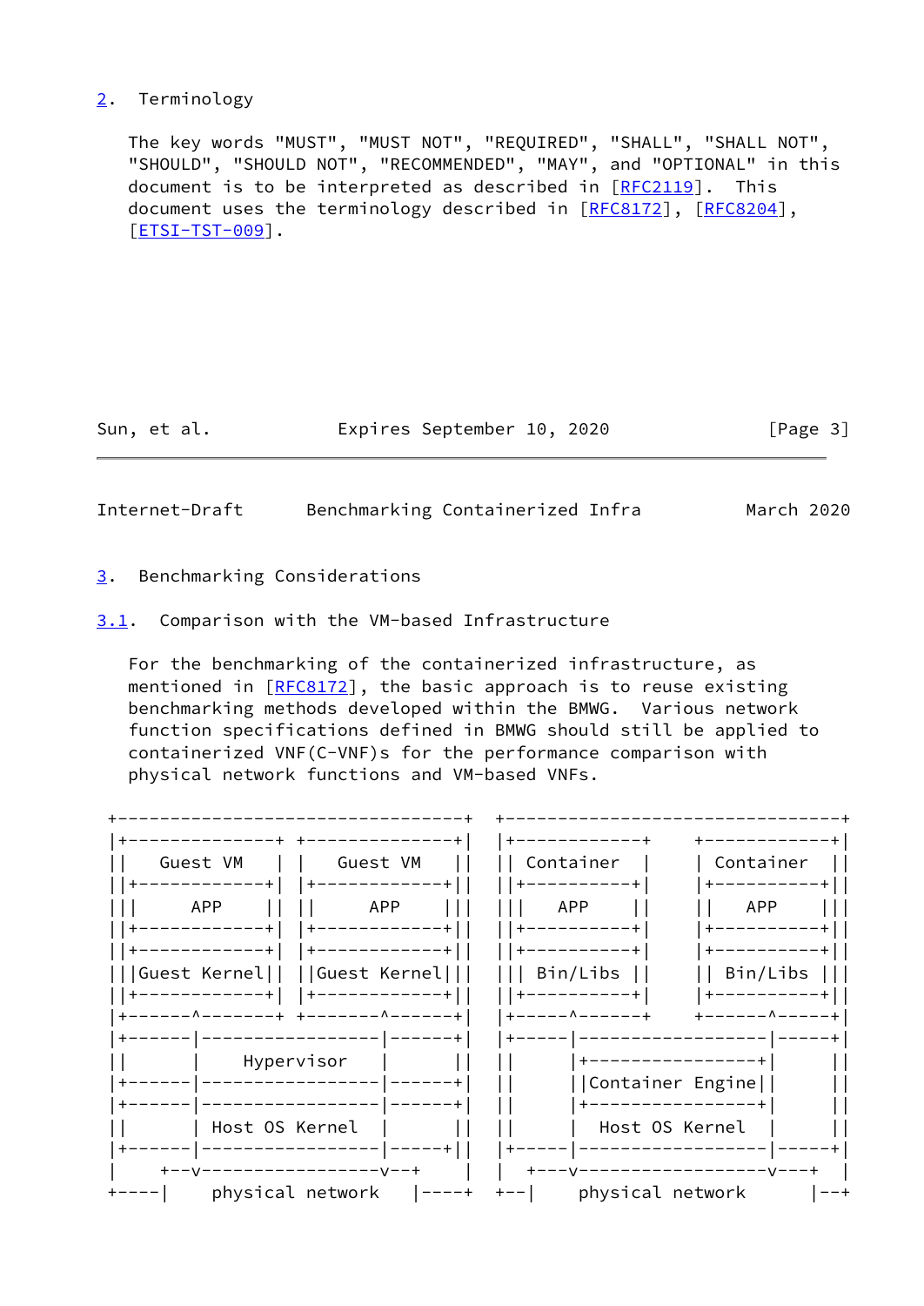## 2. Terminology

The key words "MUST", "MUST NOT", "REQUIRED", "SHALL", "SHALL NOT", "SHOULD", "SHOULD NOT", "RECOMMENDED", "MAY", and "OPTIONAL" in this document is to be interpreted as described in [RFC2119]. This document uses the terminology described in [RFC8172], [RFC8204], [ETSI-TST-009].

## 3. Benchmarking Considerations

### 3.1. Comparison with the VM-based Infrastructure

For the benchmarking of the containerized infrastructure, as mentioned in [RFC8172], the basic approach is to reuse existing benchmarking methods developed within the BMWG. Various network function specifications defined in BMWG should still be applied to containerized VNF(C-VNF)s for the performance comparison with physical network functions and VM-based VNFs.

```
 +---------------------------------+  +--------------------------------+
 |+--------------+ +--------------+|  |+------------+    +------------+|
 ||   Guest VM   | |   Guest VM   ||  || Container  |    | Container  ||
 ||+------------+| |+------------+||  ||+----------+|    |+----------+||
 |||    APP     || ||     APP    |||  |||   APP    ||    ||   APP    |||
 ||+------------+| |+------------+||  ||+----------+|    |+----------+||
 ||+------------+| |+------------+||  ||+----------+|    |+----------+||
 |||Guest Kernel|| ||Guest Kernel|||  ||| Bin/Libs ||    || Bin/Libs |||
 ||+------------+| |+------------+||  ||+----------+|    |+----------+||
 |+------^-------+ +-------^------+|  |+-----^------+    +------^-----+|
 |+------|-----------------|------+|  |+-----|------------------|-----+|
 ||      |    Hypervisor   |      ||  ||     |+----------------+|     ||
 |+------|-----------------|------+|  ||     ||Container Engine||     ||
 |+------|-----------------|------+|  ||     |+----------------+|     ||
 ||      | Host OS Kernel  |      ||  ||     |  Host OS Kernel  |     ||
 |+------|-----------------|-----+||  |+-----|------------------|-----+|
 |    +--v-----------------v--+    |  |  +---v------------------v---+  |
 +----|    physical network   |----+  +--|    physical network      |--+
```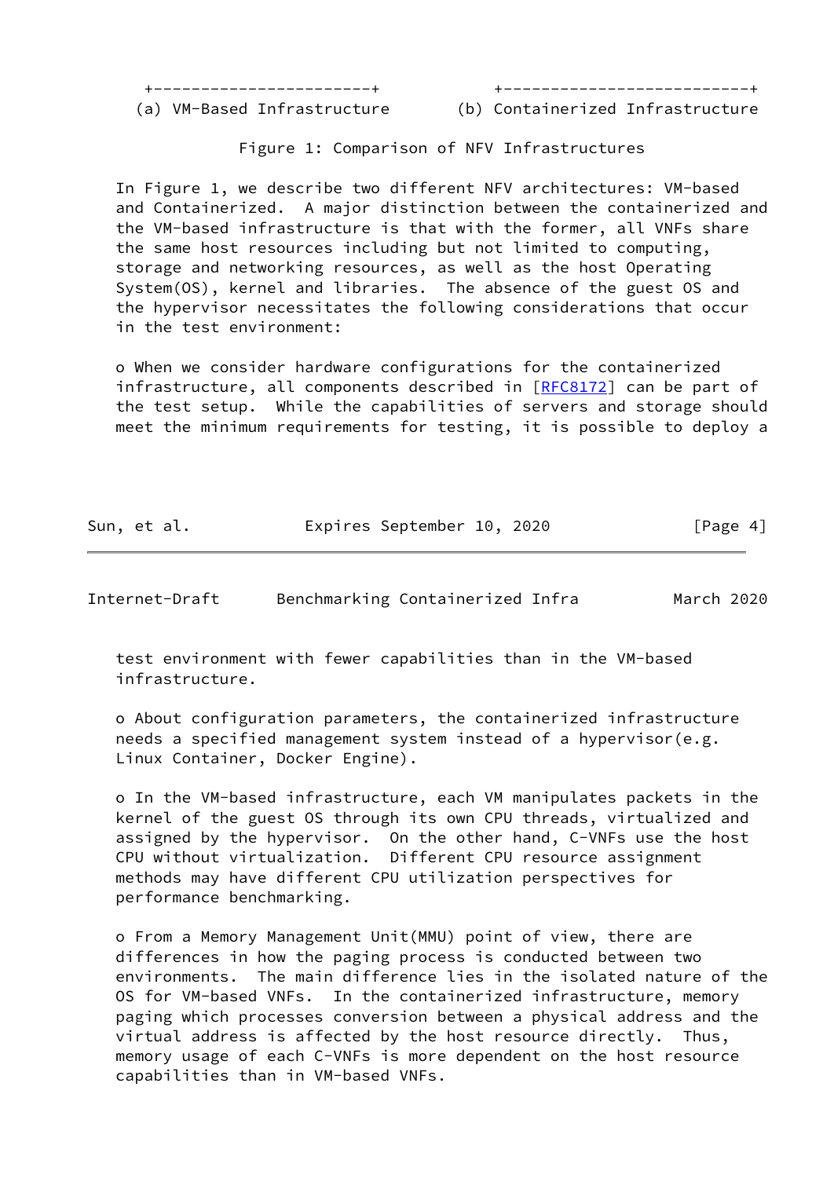```
 +-----------------------+            +-------------------------+
(a) VM-Based Infrastructure       (b) Containerized Infrastructure
```

Figure 1: Comparison of NFV Infrastructures

In Figure 1, we describe two different NFV architectures: VM-based and Containerized. A major distinction between the containerized and the VM-based infrastructure is that with the former, all VNFs share the same host resources including but not limited to computing, storage and networking resources, as well as the host Operating System(OS), kernel and libraries. The absence of the guest OS and the hypervisor necessitates the following considerations that occur in the test environment:

o When we consider hardware configurations for the containerized infrastructure, all components described in [RFC8172] can be part of the test setup. While the capabilities of servers and storage should meet the minimum requirements for testing, it is possible to deploy a test environment with fewer capabilities than in the VM-based infrastructure.

o About configuration parameters, the containerized infrastructure needs a specified management system instead of a hypervisor(e.g. Linux Container, Docker Engine).

o In the VM-based infrastructure, each VM manipulates packets in the kernel of the guest OS through its own CPU threads, virtualized and assigned by the hypervisor. On the other hand, C-VNFs use the host CPU without virtualization. Different CPU resource assignment methods may have different CPU utilization perspectives for performance benchmarking.

o From a Memory Management Unit(MMU) point of view, there are differences in how the paging process is conducted between two environments. The main difference lies in the isolated nature of the OS for VM-based VNFs. In the containerized infrastructure, memory paging which processes conversion between a physical address and the virtual address is affected by the host resource directly. Thus, memory usage of each C-VNFs is more dependent on the host resource capabilities than in VM-based VNFs.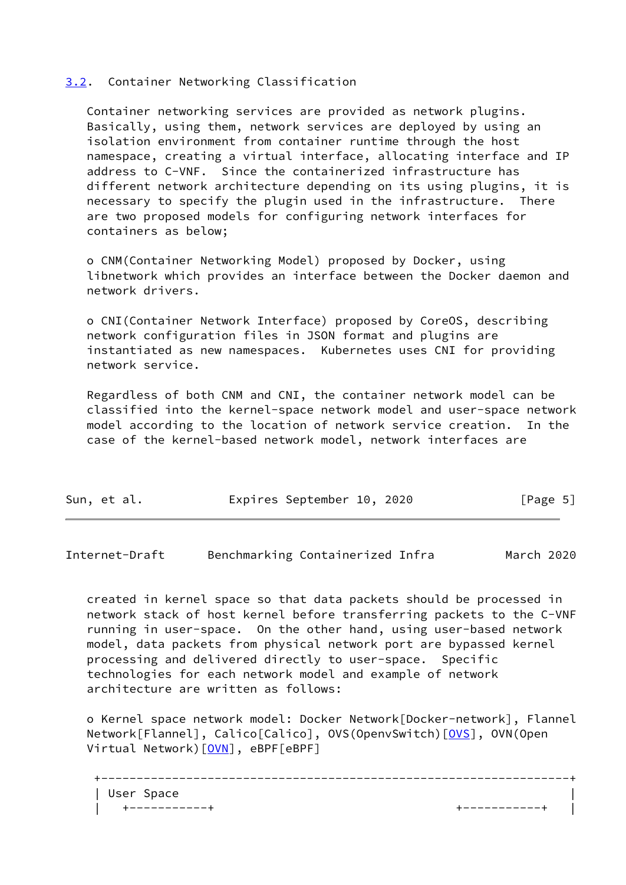### 3.2. Container Networking Classification

Container networking services are provided as network plugins. Basically, using them, network services are deployed by using an isolation environment from container runtime through the host namespace, creating a virtual interface, allocating interface and IP address to C-VNF. Since the containerized infrastructure has different network architecture depending on its using plugins, it is necessary to specify the plugin used in the infrastructure. There are two proposed models for configuring network interfaces for containers as below;

- CNM(Container Networking Model) proposed by Docker, using libnetwork which provides an interface between the Docker daemon and network drivers.

- CNI(Container Network Interface) proposed by CoreOS, describing network configuration files in JSON format and plugins are instantiated as new namespaces. Kubernetes uses CNI for providing network service.

Regardless of both CNM and CNI, the container network model can be classified into the kernel-space network model and user-space network model according to the location of network service creation. In the case of the kernel-based network model, network interfaces are created in kernel space so that data packets should be processed in network stack of host kernel before transferring packets to the C-VNF running in user-space. On the other hand, using user-based network model, data packets from physical network port are bypassed kernel processing and delivered directly to user-space. Specific technologies for each network model and example of network architecture are written as follows:

- Kernel space network model: Docker Network[Docker-network], Flannel Network[Flannel], Calico[Calico], OVS(OpenvSwitch)[OVS], OVN(Open Virtual Network)[OVN], eBPF[eBPF]

```
+------------------------------------------------------------------+
| User Space                                                       |
|   +-----------+                               +-----------+      |
```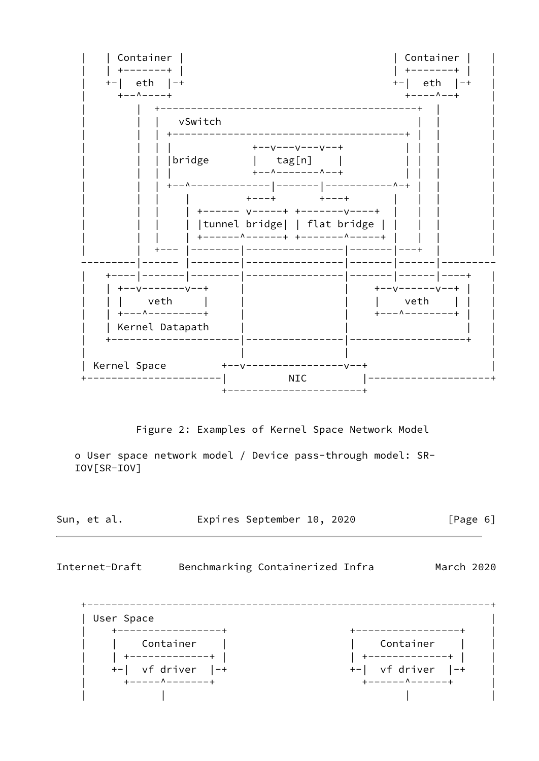```
|    | Container |                                    | Container |    |
|    | +-------+ |                                    | +-------+ |    |
|    +-|  eth  |-+                                    +-|  eth  |-+    |
|      +--^----+                                      +----^--+      |
|         |  +------------------------------------------+  |         |
|         |  |   vSwitch                                |  |         |
|         |  | +--------------------------------------+ |  |         |
|         |  | |               +--v---v---v--+        | |  |         |
|         |  | |bridge         |   tag[n]    |        | |  |         |
|         |  | |               +--^-------^--+        | |  |         |
|         |  | +--^-------------|-------|-----------^-+ |  |         |
|         |  |    |          +---+       +---+       |   |  |         |
|         |  |    | +------ v-----+ +-------v----+    |   |  |         |
|         |  |    | |tunnel bridge| | flat bridge |   |   |  |         |
|         |  |    | +------^------+ +-------^-----+   |   |  |         |
|         |  +--- |--------|----------------|-------|---+  |         |
---------|------ |--------|----------------|-------|------|---------
|   +----|-------|--------|----------------|-------|------|----+   |
|   | +--v-------v--+     |                |    +--v------v--+ |   |
|   | |    veth     |     |                |    |    veth    | |   |
|   | +---^---------+     |                |    +---^--------+ |   |
|   | Kernel Datapath     |                |                   |   |
|   +---------------------|----------------|-------------------+   |
|                         |                |                       |
| Kernel Space         +--v----------------v--+                    |
+----------------------|          NIC         |--------------------+
                       +----------------------+
```

Figure 2: Examples of Kernel Space Network Model

o User space network model / Device pass-through model: SR-IOV[SR-IOV]

```
+------------------------------------------------------------------+
| User Space                                                       |
|    +-----------------+                    +-----------------+    |
|    |    Container    |                    |    Container    |    |
|    | +-------------+ |                    | +-------------+ |    |
|    +-|  vf driver  |-+                    +-|  vf driver  |-+    |
|      +-----^-------+                        +------^------+      |
|            |                                       |             |
```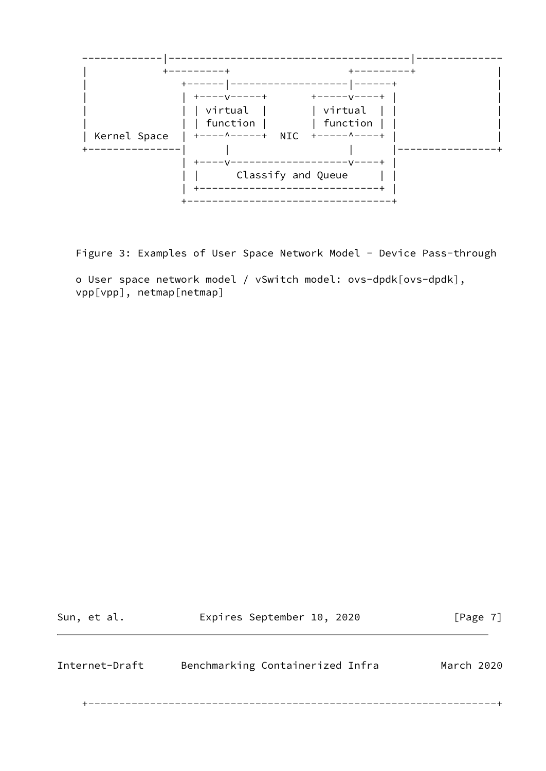```
  -------------|--------------------------------------|--------------
  |            +---------+                 +---------+            |
  |               +------|-----------------|------+               |
  |               | +----v-----+       +-----v----+ |               |
  |               | | virtual  |       | virtual  | |               |
  |               | | function |       | function | |               |
  | Kernel Space  | +----^-----+  NIC  +-----^----+ |               |
  +---------------|      |                 |      |----------------+
                  | +----v-----------------v----+ |
                  | |      Classify and Queue     | |
                  | +-----------------------------+ |
                  +---------------------------------+
```

Figure 3: Examples of User Space Network Model - Device Pass-through

o User space network model / vSwitch model: ovs-dpdk[ovs-dpdk], vpp[vpp], netmap[netmap]

```
  +-----------------------------------------------------------------+
```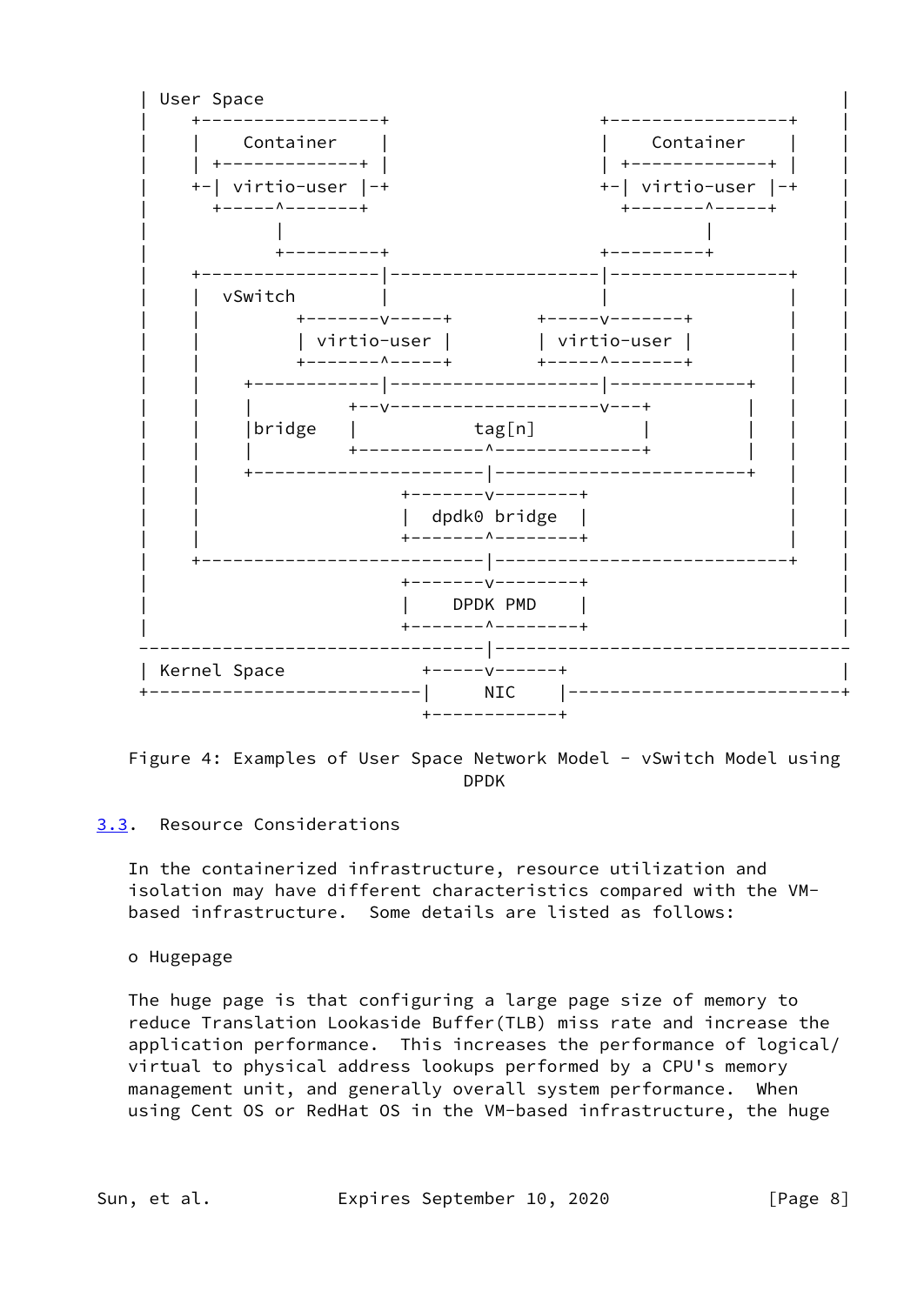```
 | User Space                                                            |
 |    +------------------+                  +------------------+         |
 |    |    Container     |                  |    Container     |         |
 |    | +--------------+ |                  | +--------------+ |         |
 |    +-| virtio-user  |-+                  +-| virtio-user  |-+         |
 |      +-----^--------+                      +--------^-----+           |
 |            |                                        |                 |
 |            +----------+                  +----------+                 |
 |    +------------------|--------------------|------------------+       |
 |    |  vSwitch         |                    |                  |       |
 |    |         +-------v-----+        +-----v-------+           |       |
 |    |         | virtio-user |        | virtio-user |           |       |
 |    |         +-------^-----+        +-----^-------+           |       |
 |    |    +------------|--------------------|-------------+     |       |
 |    |    |         +--v--------------------v---+         |     |       |
 |    |    |bridge   |          tag[n]           |         |     |       |
 |    |    |         +-------------^-------------+         |     |       |
 |    |    +-----------------------|-----------------------+     |       |
 |    |                    +-------v--------+                    |       |
 |    |                    |  dpdk0 bridge  |                    |       |
 |    |                    +-------^--------+                    |       |
 |    +--------------------------|-------------------------------+       |
 |                         +-------v--------+                            |
 |                         |    DPDK PMD    |                            |
 |                         +-------^--------+                            |
 ----------------------------------|--------------------------------------
 | Kernel Space              +-----v------+                              |
 +---------------------------|     NIC    |------------------------------+
                             +------------+
```

Figure 4: Examples of User Space Network Model - vSwitch Model using DPDK

## 3.3. Resource Considerations

In the containerized infrastructure, resource utilization and isolation may have different characteristics compared with the VM-based infrastructure. Some details are listed as follows:

o Hugepage

The huge page is that configuring a large page size of memory to reduce Translation Lookaside Buffer(TLB) miss rate and increase the application performance. This increases the performance of logical/virtual to physical address lookups performed by a CPU's memory management unit, and generally overall system performance. When using Cent OS or RedHat OS in the VM-based infrastructure, the huge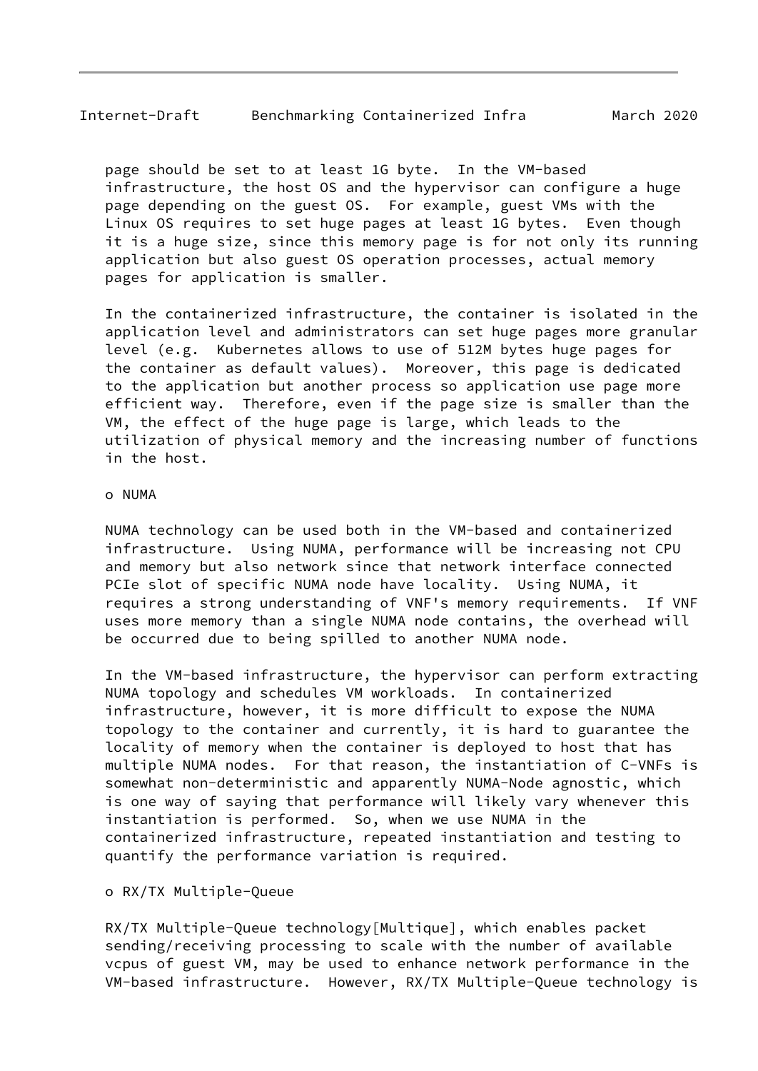page should be set to at least 1G byte. In the VM-based infrastructure, the host OS and the hypervisor can configure a huge page depending on the guest OS. For example, guest VMs with the Linux OS requires to set huge pages at least 1G bytes. Even though it is a huge size, since this memory page is for not only its running application but also guest OS operation processes, actual memory pages for application is smaller.

In the containerized infrastructure, the container is isolated in the application level and administrators can set huge pages more granular level (e.g. Kubernetes allows to use of 512M bytes huge pages for the container as default values). Moreover, this page is dedicated to the application but another process so application use page more efficient way. Therefore, even if the page size is smaller than the VM, the effect of the huge page is large, which leads to the utilization of physical memory and the increasing number of functions in the host.

o NUMA

NUMA technology can be used both in the VM-based and containerized infrastructure. Using NUMA, performance will be increasing not CPU and memory but also network since that network interface connected PCIe slot of specific NUMA node have locality. Using NUMA, it requires a strong understanding of VNF's memory requirements. If VNF uses more memory than a single NUMA node contains, the overhead will be occurred due to being spilled to another NUMA node.

In the VM-based infrastructure, the hypervisor can perform extracting NUMA topology and schedules VM workloads. In containerized infrastructure, however, it is more difficult to expose the NUMA topology to the container and currently, it is hard to guarantee the locality of memory when the container is deployed to host that has multiple NUMA nodes. For that reason, the instantiation of C-VNFs is somewhat non-deterministic and apparently NUMA-Node agnostic, which is one way of saying that performance will likely vary whenever this instantiation is performed. So, when we use NUMA in the containerized infrastructure, repeated instantiation and testing to quantify the performance variation is required.

o RX/TX Multiple-Queue

RX/TX Multiple-Queue technology[Multique], which enables packet sending/receiving processing to scale with the number of available vcpus of guest VM, may be used to enhance network performance in the VM-based infrastructure. However, RX/TX Multiple-Queue technology is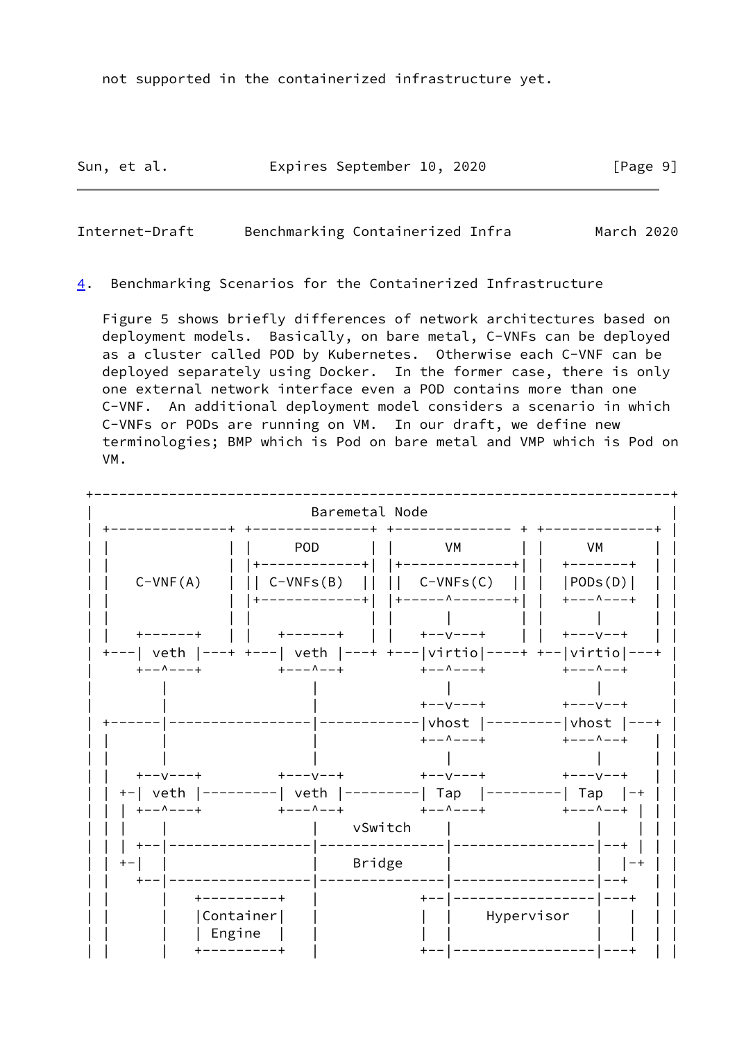not supported in the containerized infrastructure yet.

## 4. Benchmarking Scenarios for the Containerized Infrastructure

Figure 5 shows briefly differences of network architectures based on deployment models. Basically, on bare metal, C-VNFs can be deployed as a cluster called POD by Kubernetes. Otherwise each C-VNF can be deployed separately using Docker. In the former case, there is only one external network interface even a POD contains more than one C-VNF. An additional deployment model considers a scenario in which C-VNFs or PODs are running on VM. In our draft, we define new terminologies; BMP which is Pod on bare metal and VMP which is Pod on VM.

```
+---------------------------------------------------------------------+
|                          Baremetal Node                             |
| +--------------+ +--------------+ +-------------- + +-------------+ |
| |              | |     POD      | |      VM      | |      VM      | |
| |              | |+------------+| |+-------------+| |  +-------+   | |
| |   C-VNF(A)   | || C-VNFs(B)  || ||  C-VNFs(C)  || |  |PODs(D)|   | |
| |              | |+------------+| |+-----^-------+| |  +---^---+   | |
| |              | |              | |      |       | |      |       | |
| |   +------+   | |   +------+   | |   +--v---+   | |  +---v--+    | |
| +---| veth |---+ +---| veth |---+ +---|virtio|----+ +--|virtio|---+ |
|     +--^---+         +---^--+         +--^---+        +---^--+      |
|        |                 |               |               |         |
|        |                 |            +--v---+        +---v--+      |
| +------|-----------------|------------|vhost |---------|vhost |---+ |
| |      |                 |            +--^---+        +---^--+    | |
| |      |                 |               |               |        | |
| |   +--v---+         +---v--+         +--v---+        +---v--+    | |
| | +-| veth |---------| veth |---------| Tap  |---------| Tap  |-+ | |
| | | +--^---+         +---^--+         +--^---+        +---^--+ | | |
| | |    |                 |     vSwitch   |               |    | | |
| | | +--|-----------------|---------------|---------------|--+ | | |
| | +-|  |                 |     Bridge    |               |  |-+ | |
| |   +--|-----------------|---------------|---------------|--+   | |
| |      |   +---------+   |            +--|---------------|---+  | |
| |      |   |Container|   |            |  |   Hypervisor   |   |  | |
| |      |   | Engine  |   |            |  |               |   |  | |
| |      |   +---------+   |            +--|---------------|---+  | |
```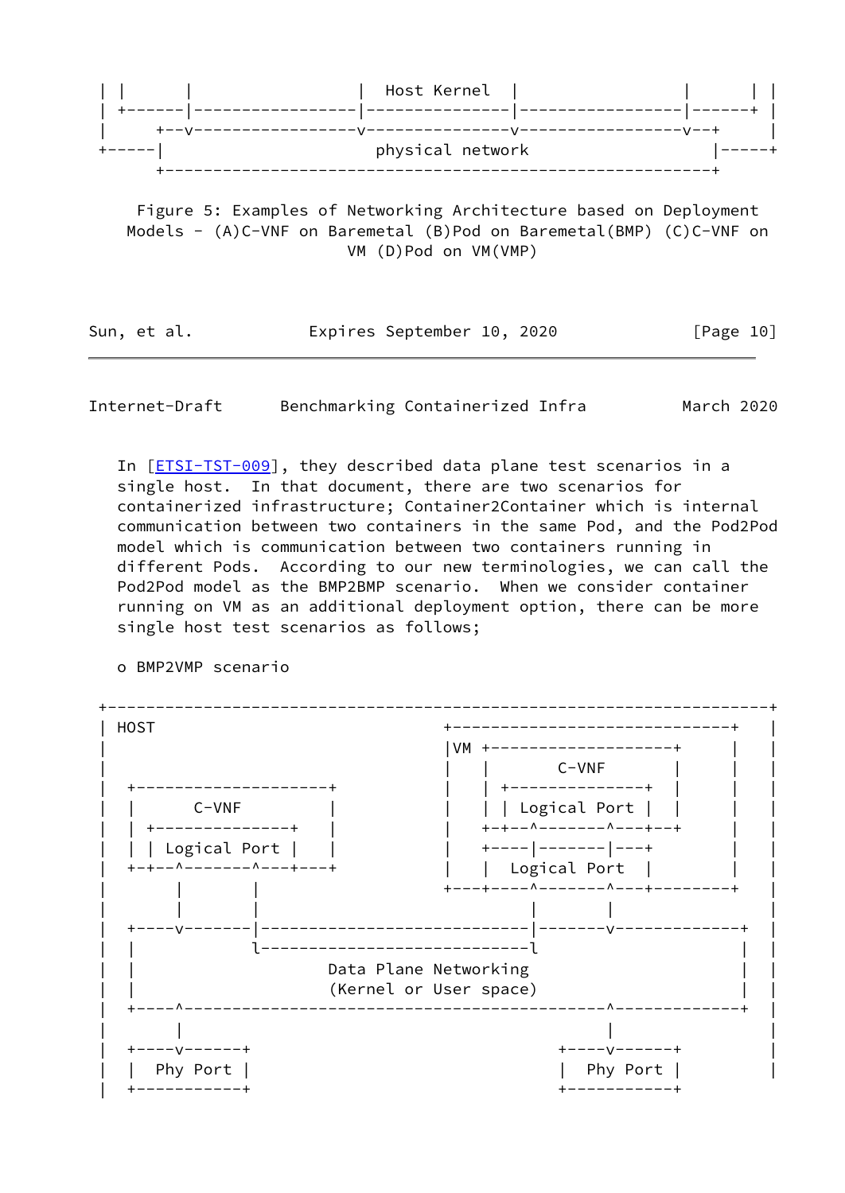```
| |       |                  |  Host Kernel  |                  |      | |
| +------|------------------|---------------|------------------|------+ |
|      +--v------------------v---------------v------------------v--+      |
+-----|                       physical network                      |-----+
      +--------------------------------------------------------------+
```

Figure 5: Examples of Networking Architecture based on Deployment Models - (A)C-VNF on Baremetal (B)Pod on Baremetal(BMP) (C)C-VNF on VM (D)Pod on VM(VMP)

In [ETSI-TST-009], they described data plane test scenarios in a single host. In that document, there are two scenarios for containerized infrastructure; Container2Container which is internal communication between two containers in the same Pod, and the Pod2Pod model which is communication between two containers running in different Pods. According to our new terminologies, we can call the Pod2Pod model as the BMP2BMP scenario. When we consider container running on VM as an additional deployment option, there can be more single host test scenarios as follows;

o BMP2VMP scenario

```
+---------------------------------------------------------------------+
| HOST                                 +-----------------------------+   |
|                                      |VM +--------------------+     |   |
|                                      |   |       C-VNF        |     |   |
|  +---------------------+             |   | +---------------+  |     |   |
|  |      C-VNF          |             |   | | Logical Port |  |     |   |
|  | +---------------+   |             |   +-+--^-------^---+--+     |   |
|  | | Logical Port |   |             |   +----|-------|---+        |   |
|  +-+--^-------^---+---+             |   |  Logical Port  |        |   |
|       |       |                      +---+----^-------^---+--------+   |
|       |       |                               |       |                |
|  +----v-------|----------------------------|-------v-------------+   |
|  |            l----------------------------l                     |   |
|  |                        Data Plane Networking                  |   |
|  |                        (Kernel or User space)                 |   |
|  +----^-------------------------------------------^-------------+   |
|       |                                           |                  |
|  +----v------+                              +----v------+           |
|  |  Phy Port |                              |  Phy Port |           |
|  +-----------+                              +-----------+
```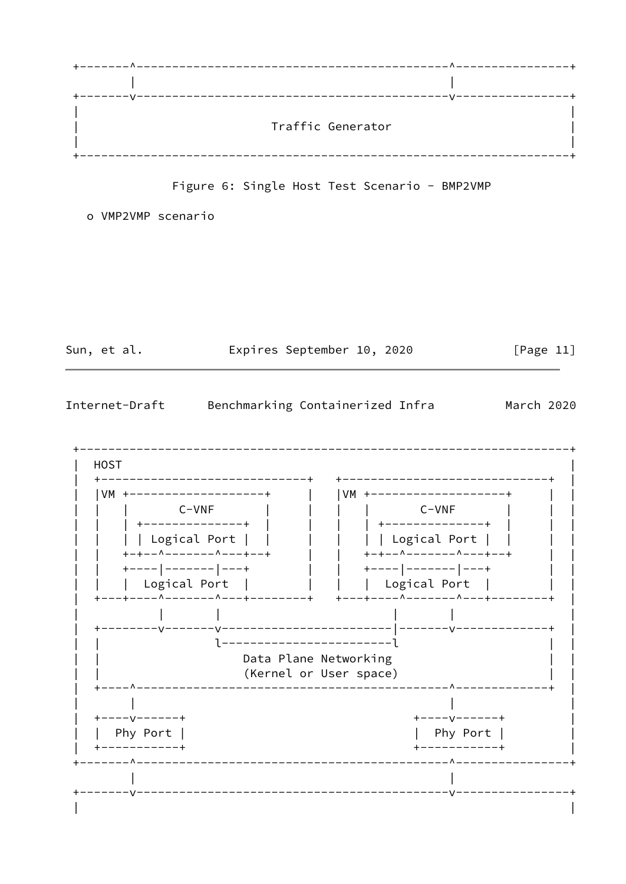```
 +-------^---------------------------------------------^----------------+
         |                                             |
 +-------v---------------------------------------------v----------------+
 |                                                                      |
 |                        Traffic Generator                             |
 |                                                                      |
 +----------------------------------------------------------------------+
```

Figure 6: Single Host Test Scenario - BMP2VMP

o VMP2VMP scenario

```
 +----------------------------------------------------------------------+
 |  HOST                                                                |
 |  +-----------------------------+   +-----------------------------+   |
 |  |VM +--------------------+    |   |VM +--------------------+    |   |
 |  |   |       C-VNF        |    |   |   |       C-VNF        |    |   |
 |  |   | +--------------+   |    |   |   | +--------------+   |    |   |
 |  |   | | Logical Port |   |    |   |   | | Logical Port |   |    |   |
 |  |   +-+--^-------^---+--+    |   |   +-+--^-------^---+--+    |   |
 |  |   +----|-------|---+       |   |   +----|-------|---+       |   |
 |  |   |  Logical Port  |       |   |   |  Logical Port  |       |   |
 |  +---+----^-------^---+-------+   +---+----^-------^---+-------+   |
 |           |       |                        |       |               |
 |  +--------v-------v------------------------|-------v-------------+ |
 |  |               l------------------------l                      | |
 |  |                  Data Plane Networking                        | |
 |  |                  (Kernel or User space)                       | |
 |  +----^--------------------------------------------^-------------+ |
 |       |                                            |               |
 |  +----v------+                               +----v------+         |
 |  |  Phy Port |                               |  Phy Port |         |
 |  +-----------+                               +-----------+         |
 +-------^--------------------------------------------^----------------+
         |                                            |
 +-------v--------------------------------------------v----------------+
 |                                                                      |
```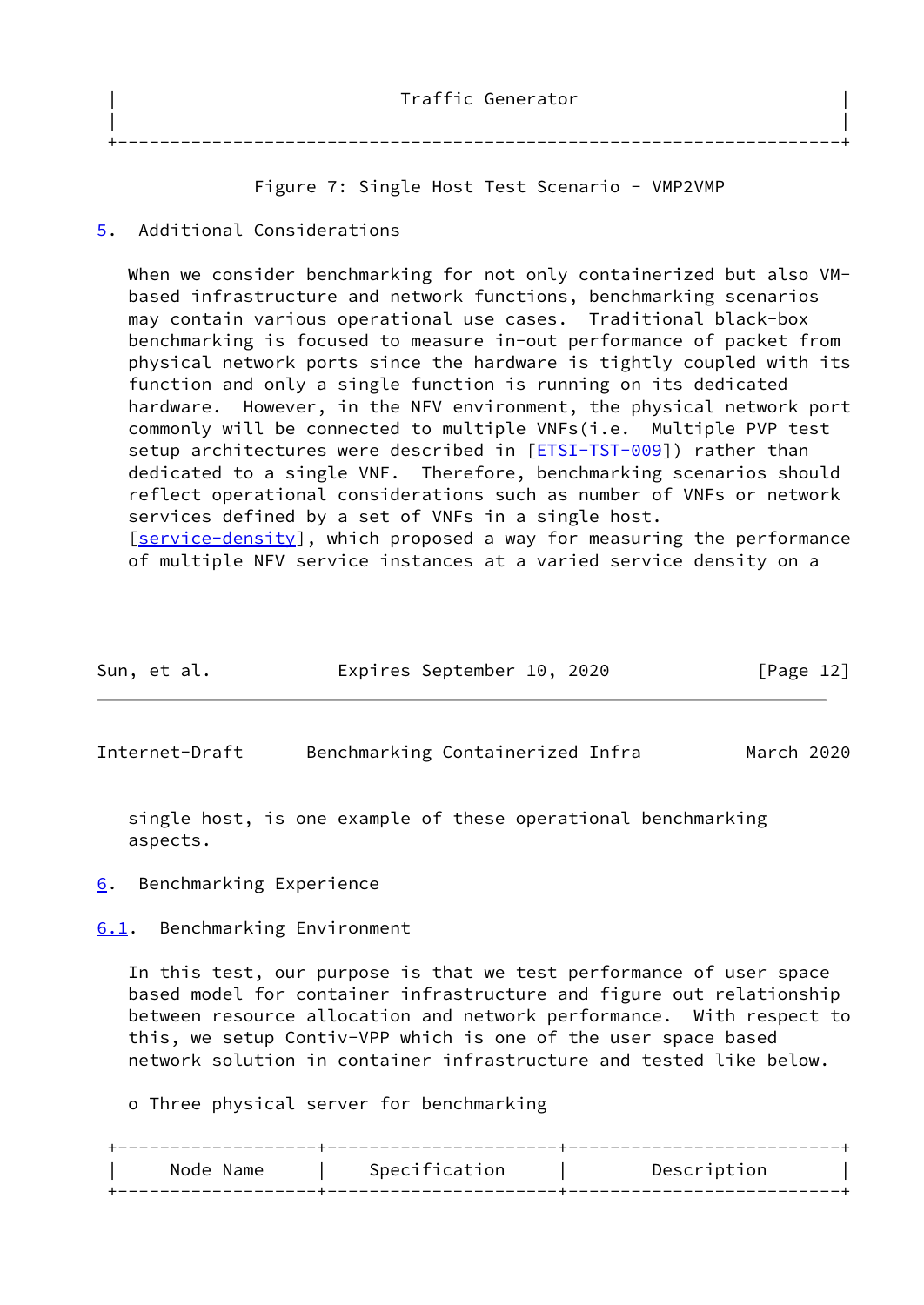```
|                         Traffic Generator                          |
|                                                                    |
+--------------------------------------------------------------------+
```

Figure 7: Single Host Test Scenario - VMP2VMP

## 5. Additional Considerations

When we consider benchmarking for not only containerized but also VM-based infrastructure and network functions, benchmarking scenarios may contain various operational use cases. Traditional black-box benchmarking is focused to measure in-out performance of packet from physical network ports since the hardware is tightly coupled with its function and only a single function is running on its dedicated hardware. However, in the NFV environment, the physical network port commonly will be connected to multiple VNFs(i.e. Multiple PVP test setup architectures were described in [ETSI-TST-009]) rather than dedicated to a single VNF. Therefore, benchmarking scenarios should reflect operational considerations such as number of VNFs or network services defined by a set of VNFs in a single host. [service-density], which proposed a way for measuring the performance of multiple NFV service instances at a varied service density on a single host, is one example of these operational benchmarking aspects.

## 6. Benchmarking Experience

### 6.1. Benchmarking Environment

In this test, our purpose is that we test performance of user space based model for container infrastructure and figure out relationship between resource allocation and network performance. With respect to this, we setup Contiv-VPP which is one of the user space based network solution in container infrastructure and tested like below.

o Three physical server for benchmarking

| Node Name | Specification | Description |
|---|---|---|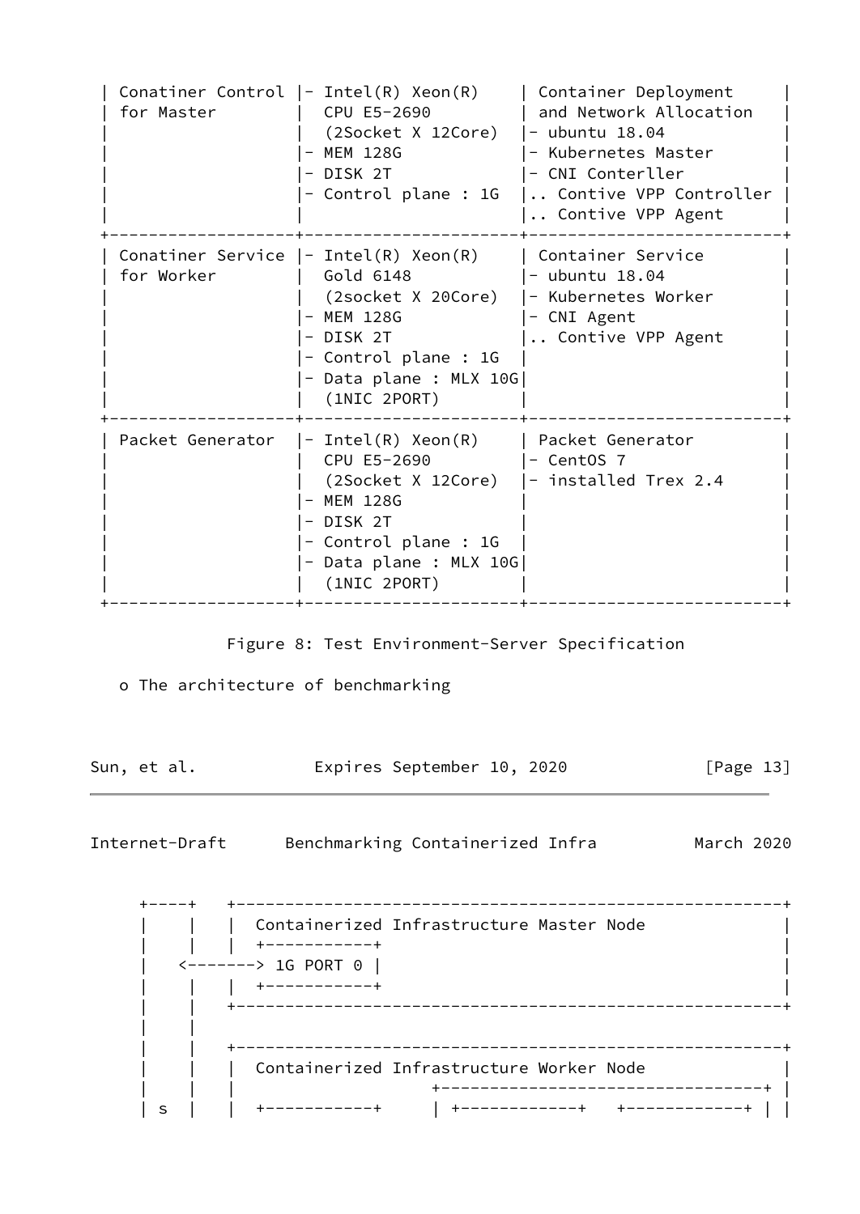```
| Conatiner Control |- Intel(R) Xeon(R)    | Container Deployment     |
| for Master        |  CPU E5-2690         | and Network Allocation   |
|                   |  (2Socket X 12Core)  |- ubuntu 18.04            |
|                   |- MEM 128G            |- Kubernetes Master       |
|                   |- DISK 2T             |- CNI Conterller          |
|                   |- Control plane : 1G  |.. Contive VPP Controller |
|                   |                      |.. Contive VPP Agent      |
+-------------------+----------------------+--------------------------+
| Conatiner Service |- Intel(R) Xeon(R)    | Container Service        |
| for Worker        |  Gold 6148           |- ubuntu 18.04            |
|                   |  (2socket X 20Core)  |- Kubernetes Worker       |
|                   |- MEM 128G            |- CNI Agent               |
|                   |- DISK 2T             |.. Contive VPP Agent      |
|                   |- Control plane : 1G  |                          |
|                   |- Data plane : MLX 10G|                          |
|                   |  (1NIC 2PORT)        |                          |
+-------------------+----------------------+--------------------------+
| Packet Generator  |- Intel(R) Xeon(R)    | Packet Generator         |
|                   |  CPU E5-2690         |- CentOS 7                |
|                   |  (2Socket X 12Core)  |- installed Trex 2.4      |
|                   |- MEM 128G            |                          |
|                   |- DISK 2T             |                          |
|                   |- Control plane : 1G  |                          |
|                   |- Data plane : MLX 10G|                          |
|                   |  (1NIC 2PORT)        |                          |
+-------------------+----------------------+--------------------------+
```

Figure 8: Test Environment-Server Specification

o The architecture of benchmarking

```
 +----+   +--------------------------------------------------------+
 |    |   |  Containerized Infrastructure Master Node              |
 |    |   |  +-----------+                                         |
 |    <-------> 1G PORT 0 |                                        |
 |    |   |  +-----------+                                         |
 |    |   +--------------------------------------------------------+
 |    |
 |    |   +--------------------------------------------------------+
 |    |   |  Containerized Infrastructure Worker Node              |
 |    |   |                     +---------------------------------+ |
 | s  |   |  +-----------+      | +------------+   +------------+ | |
```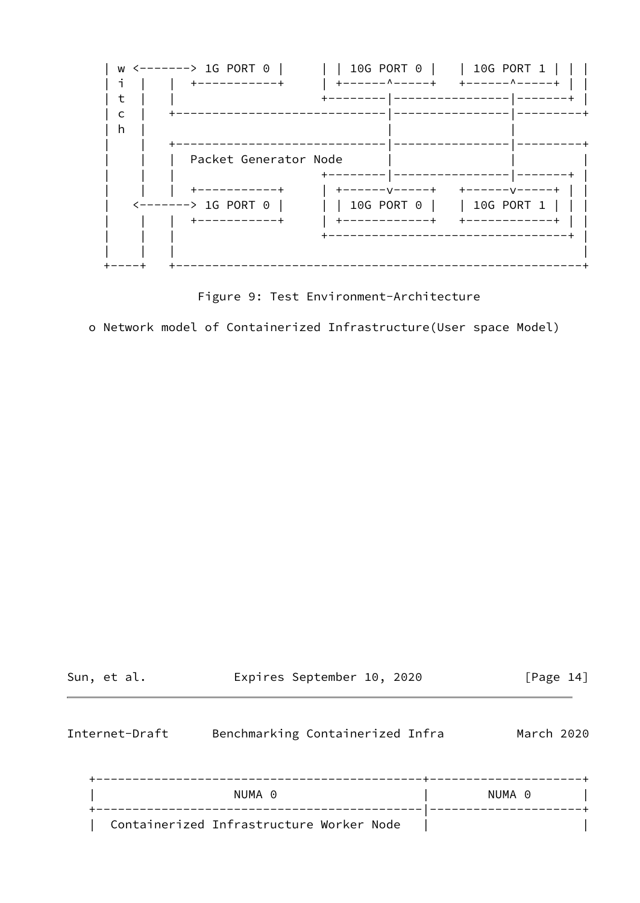```
| w <-------> 1G PORT 0 |     | | 10G PORT 0 |   | 10G PORT 1 | | |
| i  |    |  +-----------+     | +------^-----+   +------^-----+ | |
| t  |    |                    +--------|----------------|-------+ |
| c  |    +----------------------------|----------------|---------+
| h  |                                  |                |
|    |    +----------------------------|----------------|---------+
|    |    |  Packet Generator Node     |                |         |
|    |    |                    +--------|----------------|-------+ |
|    |    |  +-----------+     | +------v-----+   +------v-----+ | |
|    <-------> 1G PORT 0 |     | | 10G PORT 0 |   | 10G PORT 1 | | |
|    |    |  +-----------+     | +------------+   +------------+ | |
|    |    |                    +-------------------------------+ |
|    |    |                                                      |
+----+    +------------------------------------------------------+
```

Figure 9: Test Environment-Architecture

o Network model of Containerized Infrastructure(User space Model)

```
+---------------------------------------------+---------------------+
|                   NUMA 0                    |       NUMA 0        |
+---------------------------------------------|---------------------+
|  Containerized Infrastructure Worker Node   |                     |
```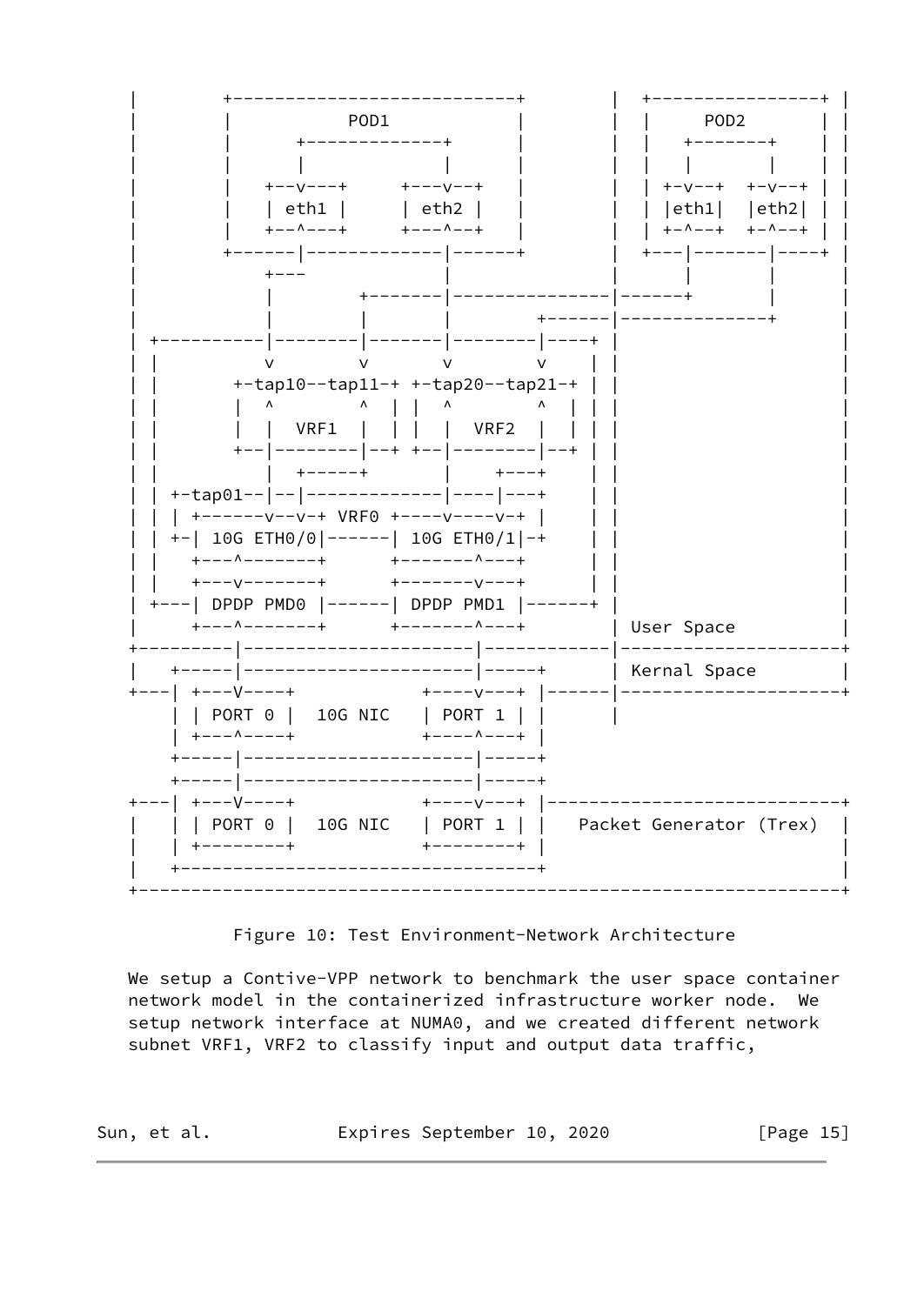```
  |         +---------------------------+         |  +----------------+ |
  |         |           POD1            |         |  |      POD2      | |
  |         |      +-------------+      |         |  |    +-------+   | |
  |         |      |             |      |         |  |    |       |   | |
  |         |   +--v---+     +---v--+   |         |  | +-v--+  +-v--+ | |
  |         |   | eth1 |     | eth2 |   |         |  | |eth1|  |eth2| | |
  |         |   +--^---+     +---^--+   |         |  | +-^--+  +-^--+ | |
  |         +------|-------------|------+         |  +---|-------|----+ |
  |             +---             |                |      |       |      |
  |             |        +-------|----------------|------+       |      |
  |             |        |       |        +-------|--------------+      |
  | +-----------|--------|-------|--------|----+  |                     |
  | |           v        v       v        v    |  |                     |
  | |       +-tap10--tap11-+ +-tap20--tap21-+  |  |                     |
  | |       |  ^         ^  | |  ^         ^  |  |                     |
  | |       |  |  VRF1   |  | |  |  VRF2   |  |  |                     |
  | |       +--|--------|--+ +--|--------|--+  |  |                     |
  | |          |  +-----+       |     +---+    |  |                     |
  | | +-tap01--|--|-------------|----|---+     |  |                     |
  | | | +------v--v-+ VRF0 +----v----v-+ |     |  |                     |
  | | +-| 10G ETH0/0|------| 10G ETH0/1|-+     |  |                     |
  | |   +---^-------+      +-------^---+       |  |                     |
  | |   +---v-------+      +-------v---+       |  |                     |
  | +---| DPDP PMD0 |------| DPDP PMD1 |------+  |                     |
  |     +---^-------+      +-------^---+          | User Space          |
  +---------|----------------------|------------|---------------------+
  |   +-----|----------------------|-----+      | Kernal Space        |
  +---| +---V----+          +----v---+ |------|---------------------+
      | | PORT 0 |  10G NIC   | PORT 1 | |      |
      | +---^----+          +----^---+ |
      +-----|----------------------|-----+
      +-----|----------------------|-----+
  +---| +---V----+          +----v---+ |---------------------------+
  |   | | PORT 0 |  10G NIC   | PORT 1 | |   Packet Generator (Trex)  |
  |   | +--------+          +--------+ |                            |
  |   +----------------------------------+                            |
  +-------------------------------------------------------------------+
```

Figure 10: Test Environment-Network Architecture

We setup a Contive-VPP network to benchmark the user space container network model in the containerized infrastructure worker node. We setup network interface at NUMA0, and we created different network subnet VRF1, VRF2 to classify input and output data traffic,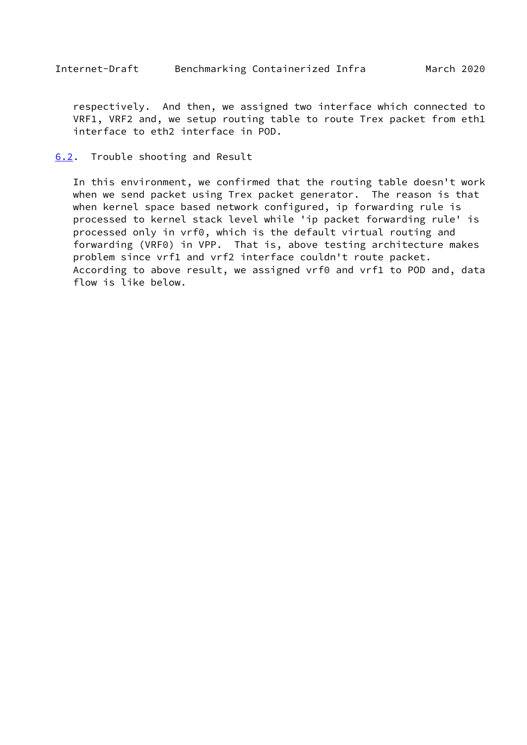respectively. And then, we assigned two interface which connected to VRF1, VRF2 and, we setup routing table to route Trex packet from eth1 interface to eth2 interface in POD.

### 6.2. Trouble shooting and Result

In this environment, we confirmed that the routing table doesn't work when we send packet using Trex packet generator. The reason is that when kernel space based network configured, ip forwarding rule is processed to kernel stack level while 'ip packet forwarding rule' is processed only in vrf0, which is the default virtual routing and forwarding (VRF0) in VPP. That is, above testing architecture makes problem since vrf1 and vrf2 interface couldn't route packet. According to above result, we assigned vrf0 and vrf1 to POD and, data flow is like below.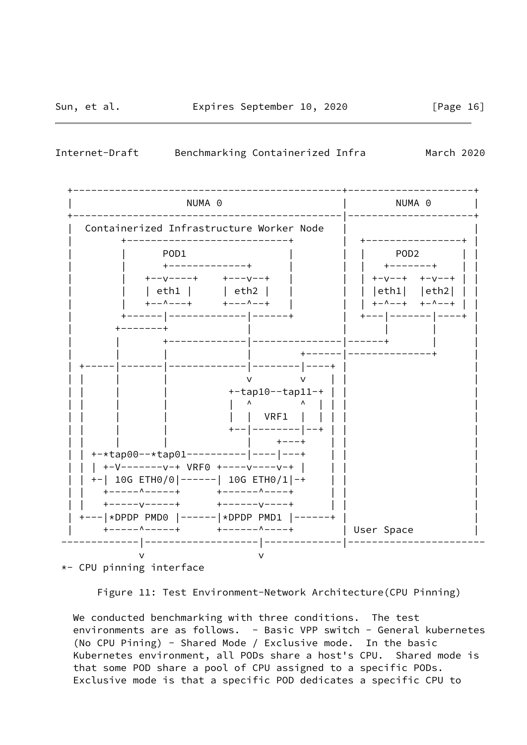```
 +---------------------------------------------+---------------------+
 |                  NUMA 0                     |       NUMA 0        |
 +---------------------------------------------|---------------------+
 |  Containerized Infrastructure Worker Node   |                     |
 |         +---------------------------+       |  +----------------+ |
 |         |      POD1                 |       |  |     POD2       | |
 |         |      +-------------+      |       |  |    +-------+   | |
 |         |   +--v----+    +---v--+   |       |  | +-v--+  +-v--+ | |
 |         |   | eth1 |     | eth2 |   |       |  | |eth1|  |eth2| | |
 |         |   +--^---+     +---^--+   |       |  | +-^--+  +-^--+ | |
 |         +------|-------------|------+       |  +---|-------|----+ |
 |        +-------+             |              |      |       |      |
 |        |       +-------------|--------------|------+       |      |
 |        |       |             |       +------|--------------+      |
 | +------|-------|-------------|--------|----+ |                    |
 | |      |       |             v        v    | |                    |
 | |      |       |          +-tap10--tap11-+ | |                    |
 | |      |       |          |  ^        ^  | | |                    |
 | |      |       |          |  |  VRF1  |  | | |                    |
 | |      |       |          +--|--------|--+ | |                    |
 | |      |       |             |    +---+    | |                    |
 | | +-*tap00--*tap01-----------|----|---+    | |                    |
 | | | +-V-------v-+ VRF0 +----v----v-+ |      | |                    |
 | | +-| 10G ETH0/0|------| 10G ETH0/1|-+      | |                    |
 | |   +-----^-----+      +------^----+        | |                    |
 | |   +-----v-----+      +------v----+        | |                    |
 | +---|*DPDP PMD0 |------|*DPDP PMD1 |------+  |                    |
 |     +-----^-----+      +------^----+         | User Space         |
-------------|-------------------|--------------|-----------------------
             v                   v
*- CPU pinning interface
```

Figure 11: Test Environment-Network Architecture(CPU Pinning)

We conducted benchmarking with three conditions. The test environments are as follows. - Basic VPP switch - General kubernetes (No CPU Pining) - Shared Mode / Exclusive mode. In the basic Kubernetes environment, all PODs share a host's CPU. Shared mode is that some POD share a pool of CPU assigned to a specific PODs. Exclusive mode is that a specific POD dedicates a specific CPU to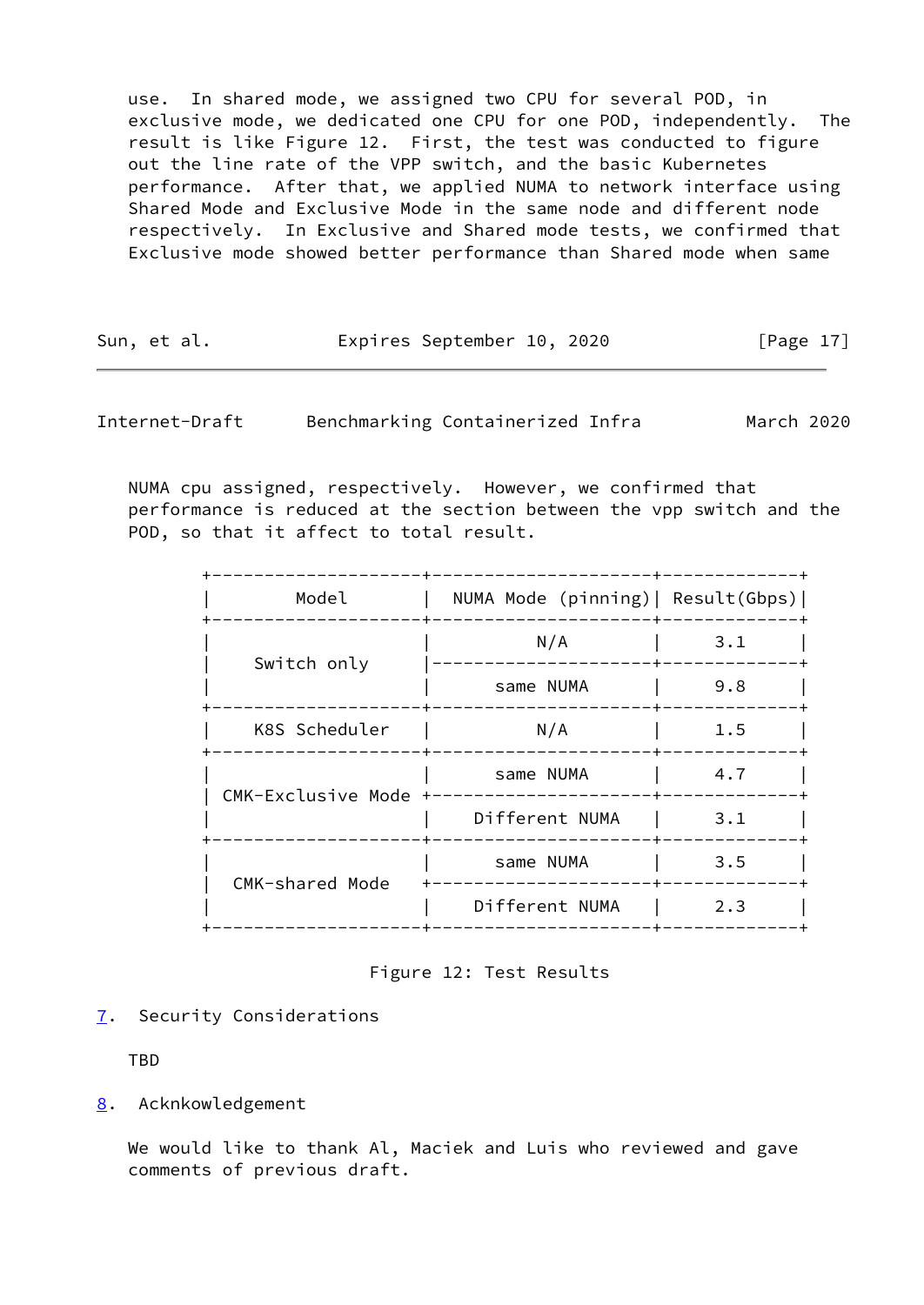use. In shared mode, we assigned two CPU for several POD, in exclusive mode, we dedicated one CPU for one POD, independently. The result is like Figure 12. First, the test was conducted to figure out the line rate of the VPP switch, and the basic Kubernetes performance. After that, we applied NUMA to network interface using Shared Mode and Exclusive Mode in the same node and different node respectively. In Exclusive and Shared mode tests, we confirmed that Exclusive mode showed better performance than Shared mode when same NUMA cpu assigned, respectively. However, we confirmed that performance is reduced at the section between the vpp switch and the POD, so that it affect to total result.

| Model | NUMA Mode (pinning) | Result(Gbps) |
|---|---|---|
| Switch only | N/A | 3.1 |
| | same NUMA | 9.8 |
| K8S Scheduler | N/A | 1.5 |
| CMK-Exclusive Mode | same NUMA | 4.7 |
| | Different NUMA | 3.1 |
| CMK-shared Mode | same NUMA | 3.5 |
| | Different NUMA | 2.3 |

Figure 12: Test Results

## 7. Security Considerations

TBD

## 8. Acknkowledgement

We would like to thank Al, Maciek and Luis who reviewed and gave comments of previous draft.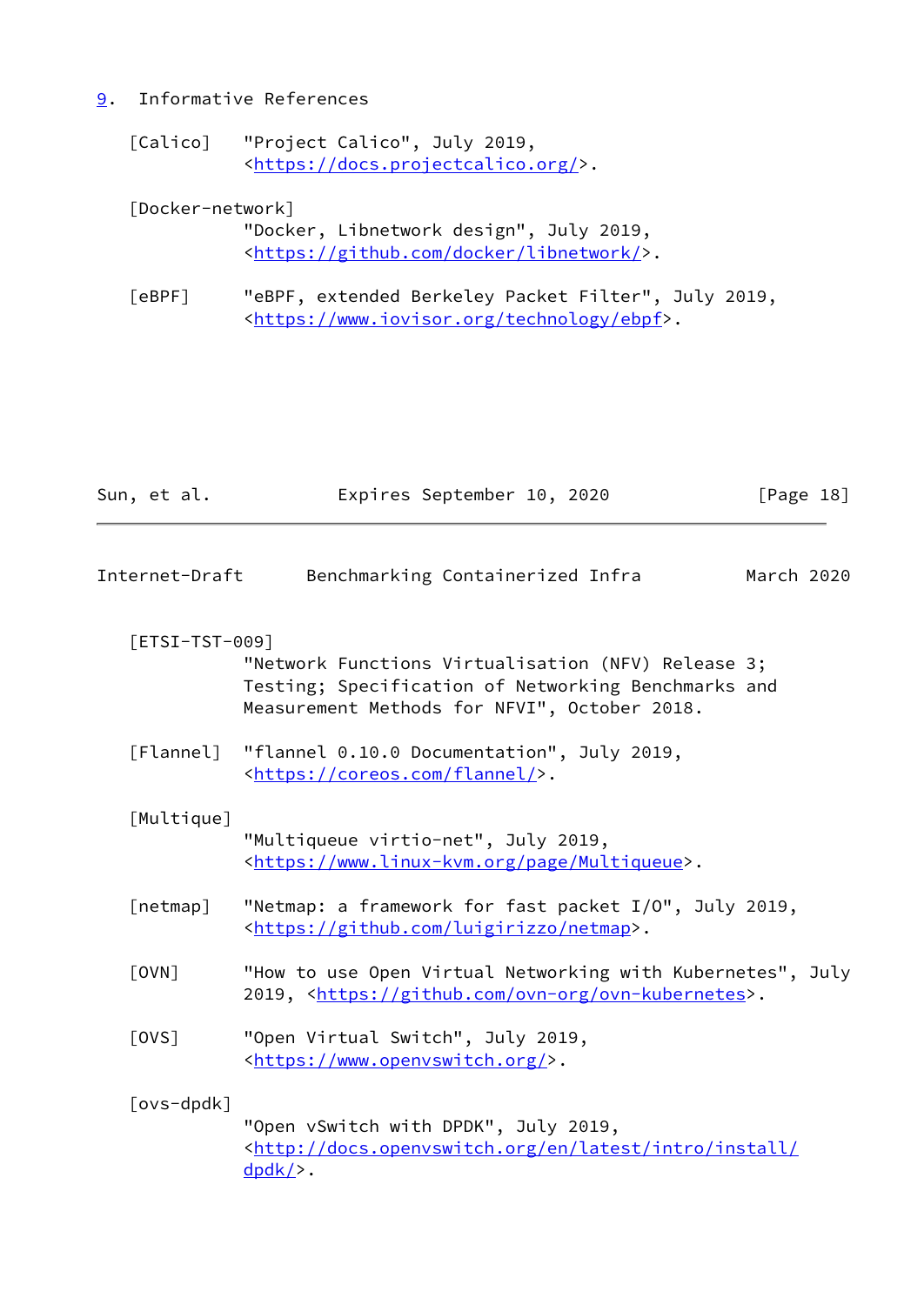## 9. Informative References

[Calico] "Project Calico", July 2019, <https://docs.projectcalico.org/>.

[Docker-network] "Docker, Libnetwork design", July 2019, <https://github.com/docker/libnetwork/>.

[eBPF] "eBPF, extended Berkeley Packet Filter", July 2019, <https://www.iovisor.org/technology/ebpf>.

[ETSI-TST-009] "Network Functions Virtualisation (NFV) Release 3; Testing; Specification of Networking Benchmarks and Measurement Methods for NFVI", October 2018.

[Flannel] "flannel 0.10.0 Documentation", July 2019, <https://coreos.com/flannel/>.

[Multique] "Multiqueue virtio-net", July 2019, <https://www.linux-kvm.org/page/Multiqueue>.

[netmap] "Netmap: a framework for fast packet I/O", July 2019, <https://github.com/luigirizzo/netmap>.

[OVN] "How to use Open Virtual Networking with Kubernetes", July 2019, <https://github.com/ovn-org/ovn-kubernetes>.

[OVS] "Open Virtual Switch", July 2019, <https://www.openvswitch.org/>.

[ovs-dpdk] "Open vSwitch with DPDK", July 2019, <http://docs.openvswitch.org/en/latest/intro/install/dpdk/>.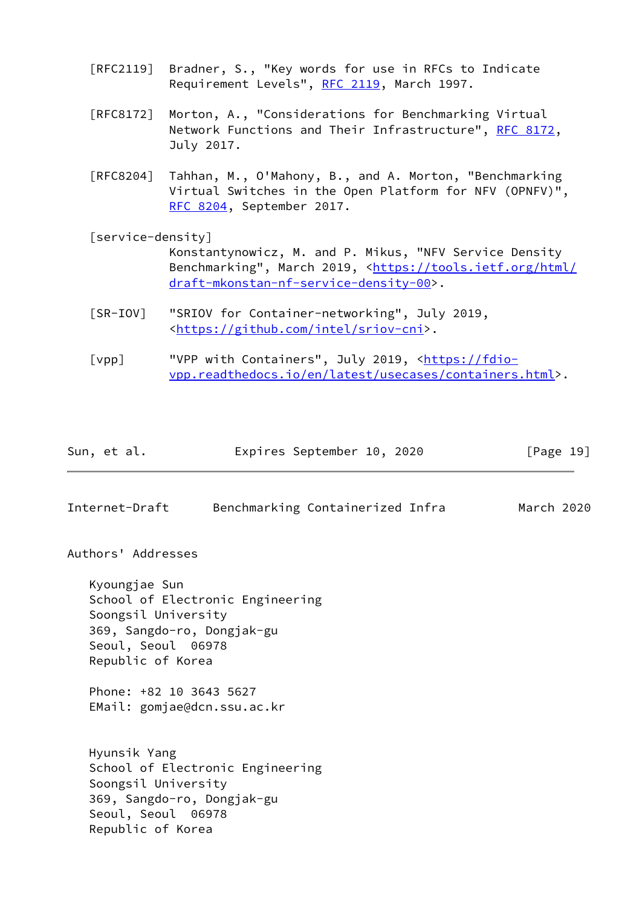[RFC2119] Bradner, S., "Key words for use in RFCs to Indicate Requirement Levels", RFC 2119, March 1997.

[RFC8172] Morton, A., "Considerations for Benchmarking Virtual Network Functions and Their Infrastructure", RFC 8172, July 2017.

[RFC8204] Tahhan, M., O'Mahony, B., and A. Morton, "Benchmarking Virtual Switches in the Open Platform for NFV (OPNFV)", RFC 8204, September 2017.

[service-density]
Konstantynowicz, M. and P. Mikus, "NFV Service Density Benchmarking", March 2019, <https://tools.ietf.org/html/draft-mkonstan-nf-service-density-00>.

[SR-IOV] "SRIOV for Container-networking", July 2019, <https://github.com/intel/sriov-cni>.

[vpp] "VPP with Containers", July 2019, <https://fdio-vpp.readthedocs.io/en/latest/usecases/containers.html>.

## Authors' Addresses

Kyoungjae Sun
School of Electronic Engineering
Soongsil University
369, Sangdo-ro, Dongjak-gu
Seoul, Seoul 06978
Republic of Korea

Phone: +82 10 3643 5627
EMail: gomjae@dcn.ssu.ac.kr

Hyunsik Yang
School of Electronic Engineering
Soongsil University
369, Sangdo-ro, Dongjak-gu
Seoul, Seoul 06978
Republic of Korea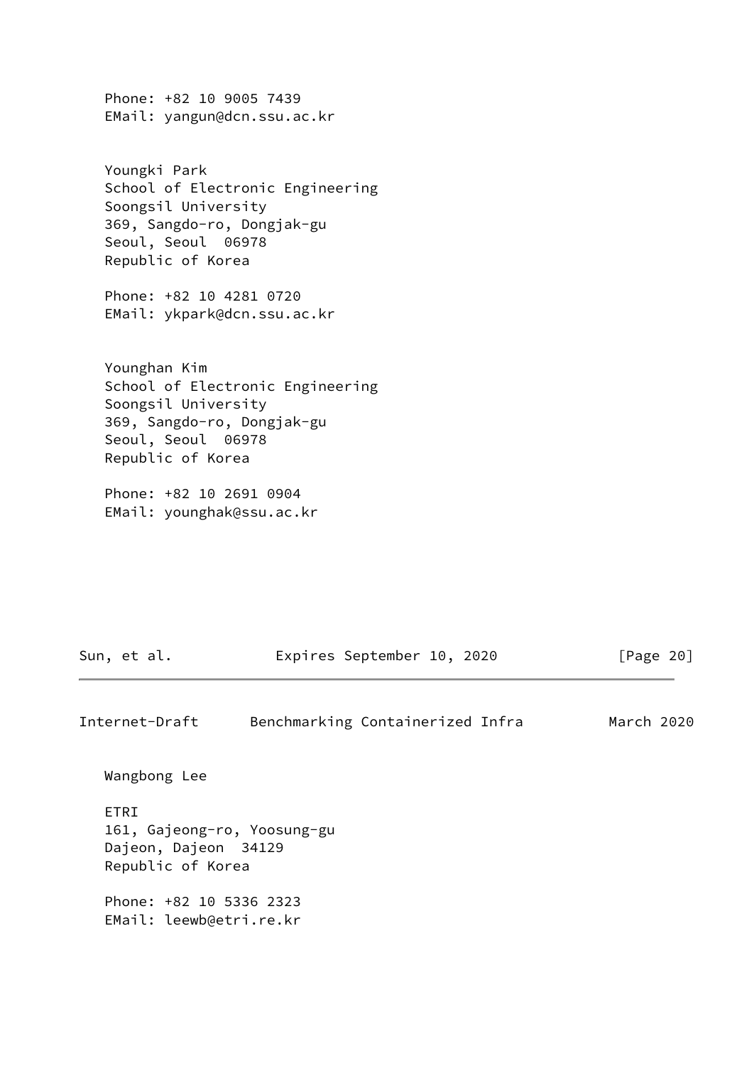Phone: +82 10 9005 7439
EMail: yangun@dcn.ssu.ac.kr

Youngki Park
School of Electronic Engineering
Soongsil University
369, Sangdo-ro, Dongjak-gu
Seoul, Seoul  06978
Republic of Korea

Phone: +82 10 4281 0720
EMail: ykpark@dcn.ssu.ac.kr

Younghan Kim
School of Electronic Engineering
Soongsil University
369, Sangdo-ro, Dongjak-gu
Seoul, Seoul  06978
Republic of Korea

Phone: +82 10 2691 0904
EMail: younghak@ssu.ac.kr

Wangbong Lee

ETRI
161, Gajeong-ro, Yoosung-gu
Dajeon, Dajeon  34129
Republic of Korea

Phone: +82 10 5336 2323
EMail: leewb@etri.re.kr